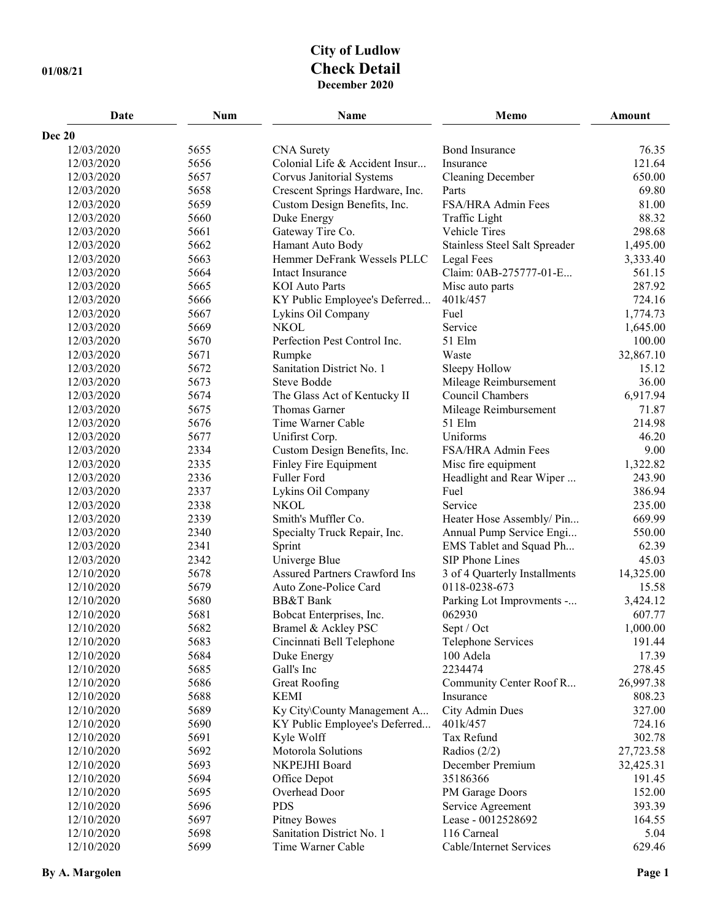# City of Ludlow

## Check Detail

**December 2020**

01/08/21

| Date | Num | Name | Memo | Amount |
|---|---|---|---|---|
| **Dec 20** | | | | |
| 12/03/2020 | 5655 | CNA Surety | Bond Insurance | 76.35 |
| 12/03/2020 | 5656 | Colonial Life & Accident Insur... | Insurance | 121.64 |
| 12/03/2020 | 5657 | Corvus Janitorial Systems | Cleaning December | 650.00 |
| 12/03/2020 | 5658 | Crescent Springs Hardware, Inc. | Parts | 69.80 |
| 12/03/2020 | 5659 | Custom Design Benefits, Inc. | FSA/HRA Admin Fees | 81.00 |
| 12/03/2020 | 5660 | Duke Energy | Traffic Light | 88.32 |
| 12/03/2020 | 5661 | Gateway Tire Co. | Vehicle Tires | 298.68 |
| 12/03/2020 | 5662 | Hamant Auto Body | Stainless Steel Salt Spreader | 1,495.00 |
| 12/03/2020 | 5663 | Hemmer DeFrank Wessels PLLC | Legal Fees | 3,333.40 |
| 12/03/2020 | 5664 | Intact Insurance | Claim: 0AB-275777-01-E... | 561.15 |
| 12/03/2020 | 5665 | KOI Auto Parts | Misc auto parts | 287.92 |
| 12/03/2020 | 5666 | KY Public Employee's Deferred... | 401k/457 | 724.16 |
| 12/03/2020 | 5667 | Lykins Oil Company | Fuel | 1,774.73 |
| 12/03/2020 | 5669 | NKOL | Service | 1,645.00 |
| 12/03/2020 | 5670 | Perfection Pest Control Inc. | 51 Elm | 100.00 |
| 12/03/2020 | 5671 | Rumpke | Waste | 32,867.10 |
| 12/03/2020 | 5672 | Sanitation District No. 1 | Sleepy Hollow | 15.12 |
| 12/03/2020 | 5673 | Steve Bodde | Mileage Reimbursement | 36.00 |
| 12/03/2020 | 5674 | The Glass Act of Kentucky II | Council Chambers | 6,917.94 |
| 12/03/2020 | 5675 | Thomas Garner | Mileage Reimbursement | 71.87 |
| 12/03/2020 | 5676 | Time Warner Cable | 51 Elm | 214.98 |
| 12/03/2020 | 5677 | Unifirst Corp. | Uniforms | 46.20 |
| 12/03/2020 | 2334 | Custom Design Benefits, Inc. | FSA/HRA Admin Fees | 9.00 |
| 12/03/2020 | 2335 | Finley Fire Equipment | Misc fire equipment | 1,322.82 |
| 12/03/2020 | 2336 | Fuller Ford | Headlight and Rear Wiper ... | 243.90 |
| 12/03/2020 | 2337 | Lykins Oil Company | Fuel | 386.94 |
| 12/03/2020 | 2338 | NKOL | Service | 235.00 |
| 12/03/2020 | 2339 | Smith's Muffler Co. | Heater Hose Assembly/ Pin... | 669.99 |
| 12/03/2020 | 2340 | Specialty Truck Repair, Inc. | Annual Pump Service Engi... | 550.00 |
| 12/03/2020 | 2341 | Sprint | EMS Tablet and Squad Ph... | 62.39 |
| 12/03/2020 | 2342 | Univerge Blue | SIP Phone Lines | 45.03 |
| 12/10/2020 | 5678 | Assured Partners Crawford Ins | 3 of 4 Quarterly Installments | 14,325.00 |
| 12/10/2020 | 5679 | Auto Zone-Police Card | 0118-0238-673 | 15.58 |
| 12/10/2020 | 5680 | BB&T Bank | Parking Lot Improvments -... | 3,424.12 |
| 12/10/2020 | 5681 | Bobcat Enterprises, Inc. | 062930 | 607.77 |
| 12/10/2020 | 5682 | Bramel & Ackley PSC | Sept / Oct | 1,000.00 |
| 12/10/2020 | 5683 | Cincinnati Bell Telephone | Telephone Services | 191.44 |
| 12/10/2020 | 5684 | Duke Energy | 100 Adela | 17.39 |
| 12/10/2020 | 5685 | Gall's Inc | 2234474 | 278.45 |
| 12/10/2020 | 5686 | Great Roofing | Community Center Roof R... | 26,997.38 |
| 12/10/2020 | 5688 | KEMI | Insurance | 808.23 |
| 12/10/2020 | 5689 | Ky City\County Management A... | City Admin Dues | 327.00 |
| 12/10/2020 | 5690 | KY Public Employee's Deferred... | 401k/457 | 724.16 |
| 12/10/2020 | 5691 | Kyle Wolff | Tax Refund | 302.78 |
| 12/10/2020 | 5692 | Motorola Solutions | Radios (2/2) | 27,723.58 |
| 12/10/2020 | 5693 | NKPEJHI Board | December Premium | 32,425.31 |
| 12/10/2020 | 5694 | Office Depot | 35186366 | 191.45 |
| 12/10/2020 | 5695 | Overhead Door | PM Garage Doors | 152.00 |
| 12/10/2020 | 5696 | PDS | Service Agreement | 393.39 |
| 12/10/2020 | 5697 | Pitney Bowes | Lease - 0012528692 | 164.55 |
| 12/10/2020 | 5698 | Sanitation District No. 1 | 116 Carneal | 5.04 |
| 12/10/2020 | 5699 | Time Warner Cable | Cable/Internet Services | 629.46 |

By A. Margolen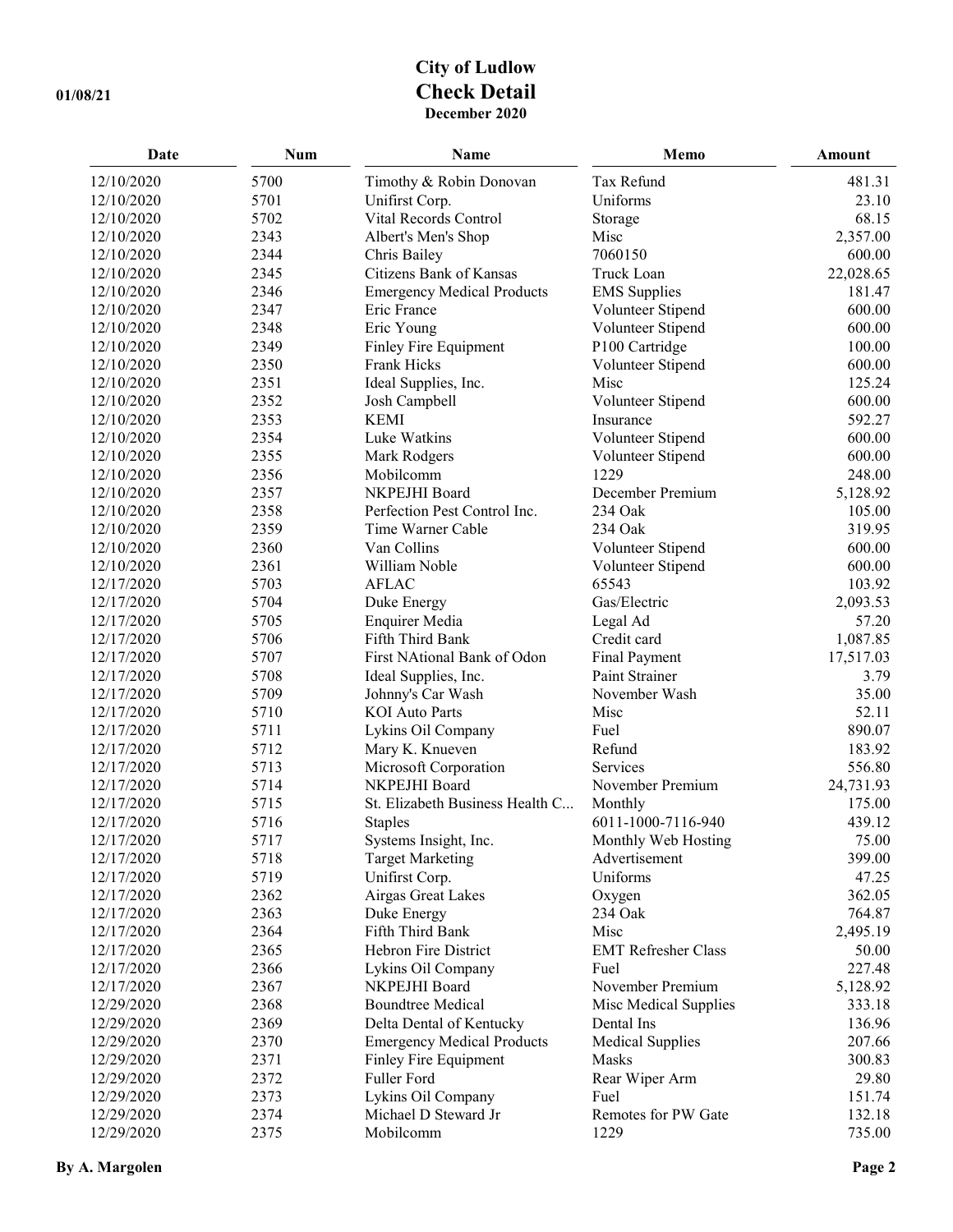# City of Ludlow

## Check Detail

**December 2020**

| Date | Num | Name | Memo | Amount |
|---|---|---|---|---|
| 12/10/2020 | 5700 | Timothy & Robin Donovan | Tax Refund | 481.31 |
| 12/10/2020 | 5701 | Unifirst Corp. | Uniforms | 23.10 |
| 12/10/2020 | 5702 | Vital Records Control | Storage | 68.15 |
| 12/10/2020 | 2343 | Albert's Men's Shop | Misc | 2,357.00 |
| 12/10/2020 | 2344 | Chris Bailey | 7060150 | 600.00 |
| 12/10/2020 | 2345 | Citizens Bank of Kansas | Truck Loan | 22,028.65 |
| 12/10/2020 | 2346 | Emergency Medical Products | EMS Supplies | 181.47 |
| 12/10/2020 | 2347 | Eric France | Volunteer Stipend | 600.00 |
| 12/10/2020 | 2348 | Eric Young | Volunteer Stipend | 600.00 |
| 12/10/2020 | 2349 | Finley Fire Equipment | P100 Cartridge | 100.00 |
| 12/10/2020 | 2350 | Frank Hicks | Volunteer Stipend | 600.00 |
| 12/10/2020 | 2351 | Ideal Supplies, Inc. | Misc | 125.24 |
| 12/10/2020 | 2352 | Josh Campbell | Volunteer Stipend | 600.00 |
| 12/10/2020 | 2353 | KEMI | Insurance | 592.27 |
| 12/10/2020 | 2354 | Luke Watkins | Volunteer Stipend | 600.00 |
| 12/10/2020 | 2355 | Mark Rodgers | Volunteer Stipend | 600.00 |
| 12/10/2020 | 2356 | Mobilcomm | 1229 | 248.00 |
| 12/10/2020 | 2357 | NKPEJHI Board | December Premium | 5,128.92 |
| 12/10/2020 | 2358 | Perfection Pest Control Inc. | 234 Oak | 105.00 |
| 12/10/2020 | 2359 | Time Warner Cable | 234 Oak | 319.95 |
| 12/10/2020 | 2360 | Van Collins | Volunteer Stipend | 600.00 |
| 12/10/2020 | 2361 | William Noble | Volunteer Stipend | 600.00 |
| 12/17/2020 | 5703 | AFLAC | 65543 | 103.92 |
| 12/17/2020 | 5704 | Duke Energy | Gas/Electric | 2,093.53 |
| 12/17/2020 | 5705 | Enquirer Media | Legal Ad | 57.20 |
| 12/17/2020 | 5706 | Fifth Third Bank | Credit card | 1,087.85 |
| 12/17/2020 | 5707 | First NAtional Bank of Odon | Final Payment | 17,517.03 |
| 12/17/2020 | 5708 | Ideal Supplies, Inc. | Paint Strainer | 3.79 |
| 12/17/2020 | 5709 | Johnny's Car Wash | November Wash | 35.00 |
| 12/17/2020 | 5710 | KOI Auto Parts | Misc | 52.11 |
| 12/17/2020 | 5711 | Lykins Oil Company | Fuel | 890.07 |
| 12/17/2020 | 5712 | Mary K. Knueven | Refund | 183.92 |
| 12/17/2020 | 5713 | Microsoft Corporation | Services | 556.80 |
| 12/17/2020 | 5714 | NKPEJHI Board | November Premium | 24,731.93 |
| 12/17/2020 | 5715 | St. Elizabeth Business Health C... | Monthly | 175.00 |
| 12/17/2020 | 5716 | Staples | 6011-1000-7116-940 | 439.12 |
| 12/17/2020 | 5717 | Systems Insight, Inc. | Monthly Web Hosting | 75.00 |
| 12/17/2020 | 5718 | Target Marketing | Advertisement | 399.00 |
| 12/17/2020 | 5719 | Unifirst Corp. | Uniforms | 47.25 |
| 12/17/2020 | 2362 | Airgas Great Lakes | Oxygen | 362.05 |
| 12/17/2020 | 2363 | Duke Energy | 234 Oak | 764.87 |
| 12/17/2020 | 2364 | Fifth Third Bank | Misc | 2,495.19 |
| 12/17/2020 | 2365 | Hebron Fire District | EMT Refresher Class | 50.00 |
| 12/17/2020 | 2366 | Lykins Oil Company | Fuel | 227.48 |
| 12/17/2020 | 2367 | NKPEJHI Board | November Premium | 5,128.92 |
| 12/29/2020 | 2368 | Boundtree Medical | Misc Medical Supplies | 333.18 |
| 12/29/2020 | 2369 | Delta Dental of Kentucky | Dental Ins | 136.96 |
| 12/29/2020 | 2370 | Emergency Medical Products | Medical Supplies | 207.66 |
| 12/29/2020 | 2371 | Finley Fire Equipment | Masks | 300.83 |
| 12/29/2020 | 2372 | Fuller Ford | Rear Wiper Arm | 29.80 |
| 12/29/2020 | 2373 | Lykins Oil Company | Fuel | 151.74 |
| 12/29/2020 | 2374 | Michael D Steward Jr | Remotes for PW Gate | 132.18 |
| 12/29/2020 | 2375 | Mobilcomm | 1229 | 735.00 |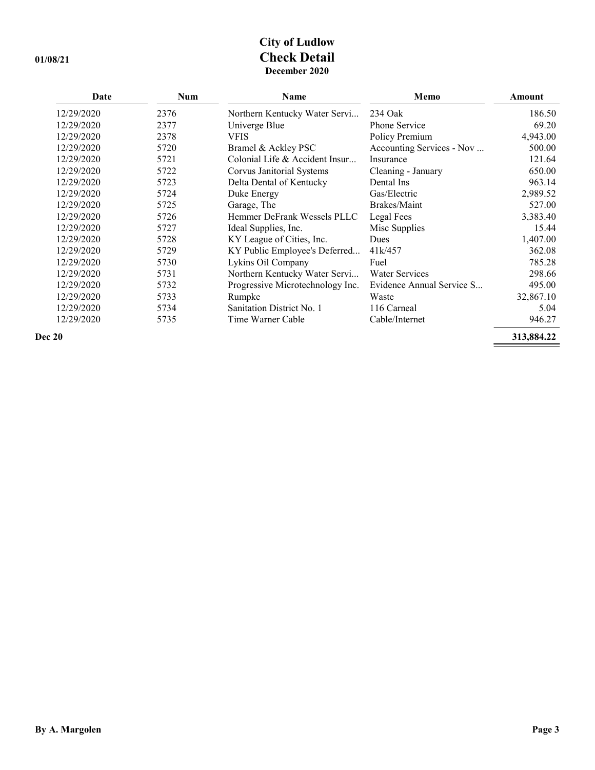**City of Ludlow**

**Check Detail**

**December 2020**

01/08/21

| Date | Num | Name | Memo | Amount |
|---|---|---|---|---|
| 12/29/2020 | 2376 | Northern Kentucky Water Servi... | 234 Oak | 186.50 |
| 12/29/2020 | 2377 | Univerge Blue | Phone Service | 69.20 |
| 12/29/2020 | 2378 | VFIS | Policy Premium | 4,943.00 |
| 12/29/2020 | 5720 | Bramel & Ackley PSC | Accounting Services - Nov ... | 500.00 |
| 12/29/2020 | 5721 | Colonial Life & Accident Insur... | Insurance | 121.64 |
| 12/29/2020 | 5722 | Corvus Janitorial Systems | Cleaning - January | 650.00 |
| 12/29/2020 | 5723 | Delta Dental of Kentucky | Dental Ins | 963.14 |
| 12/29/2020 | 5724 | Duke Energy | Gas/Electric | 2,989.52 |
| 12/29/2020 | 5725 | Garage, The | Brakes/Maint | 527.00 |
| 12/29/2020 | 5726 | Hemmer DeFrank Wessels PLLC | Legal Fees | 3,383.40 |
| 12/29/2020 | 5727 | Ideal Supplies, Inc. | Misc Supplies | 15.44 |
| 12/29/2020 | 5728 | KY League of Cities, Inc. | Dues | 1,407.00 |
| 12/29/2020 | 5729 | KY Public Employee's Deferred... | 41k/457 | 362.08 |
| 12/29/2020 | 5730 | Lykins Oil Company | Fuel | 785.28 |
| 12/29/2020 | 5731 | Northern Kentucky Water Servi... | Water Services | 298.66 |
| 12/29/2020 | 5732 | Progressive Microtechnology Inc. | Evidence Annual Service S... | 495.00 |
| 12/29/2020 | 5733 | Rumpke | Waste | 32,867.10 |
| 12/29/2020 | 5734 | Sanitation District No. 1 | 116 Carneal | 5.04 |
| 12/29/2020 | 5735 | Time Warner Cable | Cable/Internet | 946.27 |
| **Dec 20** | | | | **313,884.22** |

**By A. Margolen**